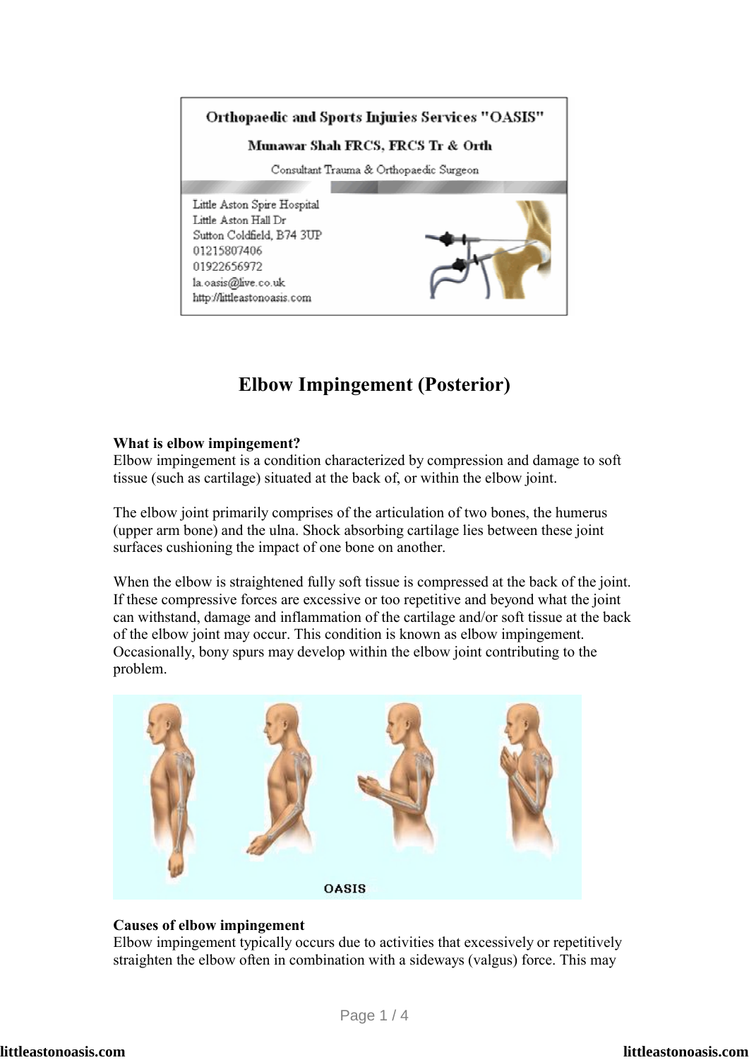Orthopaedic and Sports Injuries Services "OASIS"

Munawar Shah FRCS, FRCS Tr & Orth

Consultant Trauma & Orthopaedic Surgeon

Little Aston Spire Hospital
Little Aston Hall Dr
Sutton Coldfield, B74 3UP
01215807406
01922656972
la.oasis@live.co.uk
http://littleastonoasis.com

# Elbow Impingement (Posterior)

**What is elbow impingement?**
Elbow impingement is a condition characterized by compression and damage to soft tissue (such as cartilage) situated at the back of, or within the elbow joint.

The elbow joint primarily comprises of the articulation of two bones, the humerus (upper arm bone) and the ulna. Shock absorbing cartilage lies between these joint surfaces cushioning the impact of one bone on another.

When the elbow is straightened fully soft tissue is compressed at the back of the joint. If these compressive forces are excessive or too repetitive and beyond what the joint can withstand, damage and inflammation of the cartilage and/or soft tissue at the back of the elbow joint may occur. This condition is known as elbow impingement. Occasionally, bony spurs may develop within the elbow joint contributing to the problem.

OASIS

**Causes of elbow impingement**
Elbow impingement typically occurs due to activities that excessively or repetitively straighten the elbow often in combination with a sideways (valgus) force. This may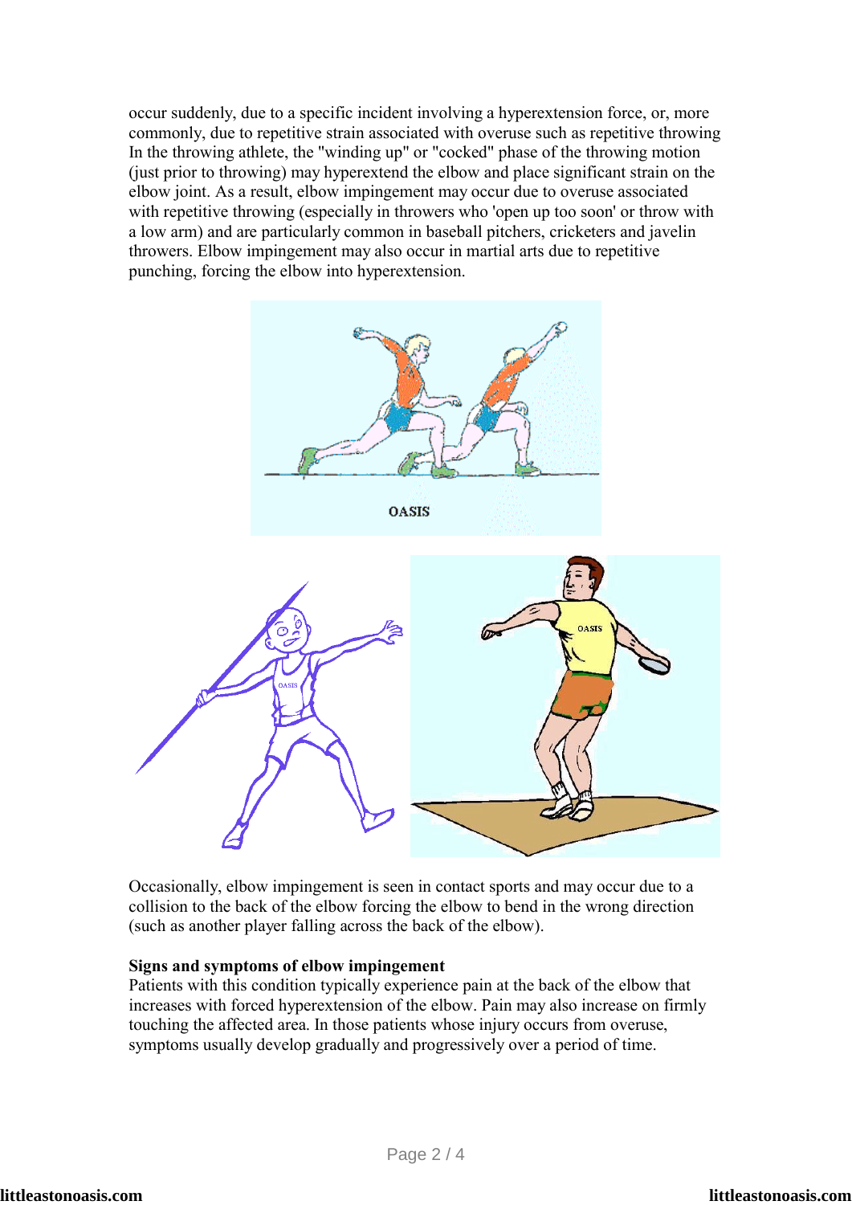occur suddenly, due to a specific incident involving a hyperextension force, or, more commonly, due to repetitive strain associated with overuse such as repetitive throwing In the throwing athlete, the "winding up" or "cocked" phase of the throwing motion (just prior to throwing) may hyperextend the elbow and place significant strain on the elbow joint. As a result, elbow impingement may occur due to overuse associated with repetitive throwing (especially in throwers who 'open up too soon' or throw with a low arm) and are particularly common in baseball pitchers, cricketers and javelin throwers. Elbow impingement may also occur in martial arts due to repetitive punching, forcing the elbow into hyperextension.

Occasionally, elbow impingement is seen in contact sports and may occur due to a collision to the back of the elbow forcing the elbow to bend in the wrong direction (such as another player falling across the back of the elbow).

**Signs and symptoms of elbow impingement**

Patients with this condition typically experience pain at the back of the elbow that increases with forced hyperextension of the elbow. Pain may also increase on firmly touching the affected area. In those patients whose injury occurs from overuse, symptoms usually develop gradually and progressively over a period of time.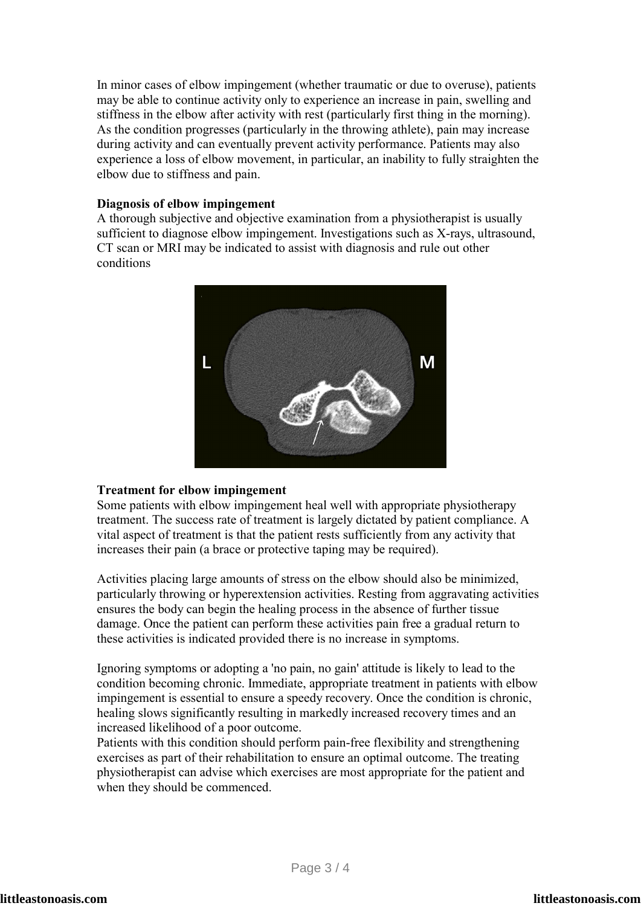In minor cases of elbow impingement (whether traumatic or due to overuse), patients may be able to continue activity only to experience an increase in pain, swelling and stiffness in the elbow after activity with rest (particularly first thing in the morning). As the condition progresses (particularly in the throwing athlete), pain may increase during activity and can eventually prevent activity performance. Patients may also experience a loss of elbow movement, in particular, an inability to fully straighten the elbow due to stiffness and pain.

**Diagnosis of elbow impingement**

A thorough subjective and objective examination from a physiotherapist is usually sufficient to diagnose elbow impingement. Investigations such as X-rays, ultrasound, CT scan or MRI may be indicated to assist with diagnosis and rule out other conditions

**Treatment for elbow impingement**

Some patients with elbow impingement heal well with appropriate physiotherapy treatment. The success rate of treatment is largely dictated by patient compliance. A vital aspect of treatment is that the patient rests sufficiently from any activity that increases their pain (a brace or protective taping may be required).

Activities placing large amounts of stress on the elbow should also be minimized, particularly throwing or hyperextension activities. Resting from aggravating activities ensures the body can begin the healing process in the absence of further tissue damage. Once the patient can perform these activities pain free a gradual return to these activities is indicated provided there is no increase in symptoms.

Ignoring symptoms or adopting a 'no pain, no gain' attitude is likely to lead to the condition becoming chronic. Immediate, appropriate treatment in patients with elbow impingement is essential to ensure a speedy recovery. Once the condition is chronic, healing slows significantly resulting in markedly increased recovery times and an increased likelihood of a poor outcome.
Patients with this condition should perform pain-free flexibility and strengthening exercises as part of their rehabilitation to ensure an optimal outcome. The treating physiotherapist can advise which exercises are most appropriate for the patient and when they should be commenced.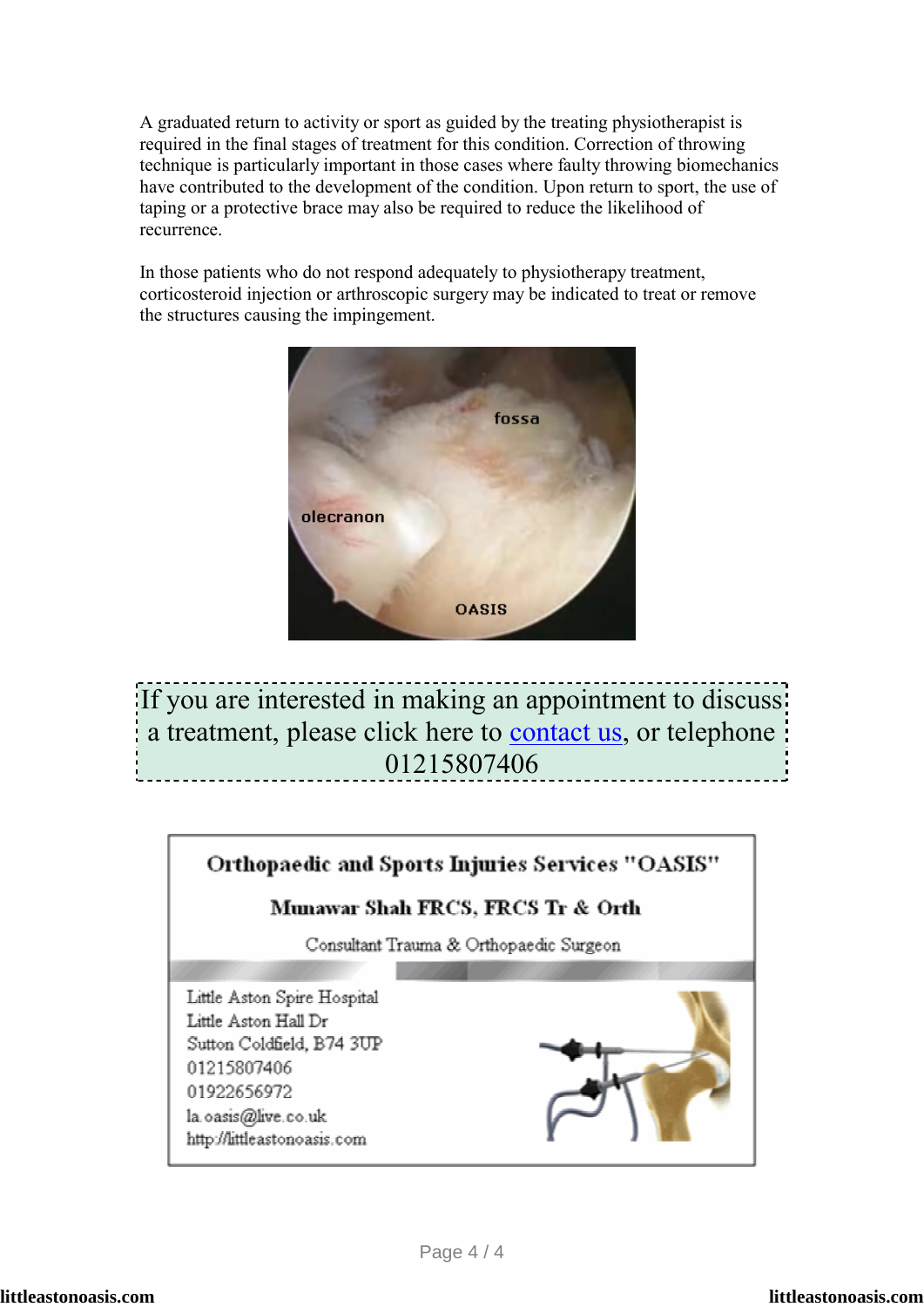A graduated return to activity or sport as guided by the treating physiotherapist is required in the final stages of treatment for this condition. Correction of throwing technique is particularly important in those cases where faulty throwing biomechanics have contributed to the development of the condition. Upon return to sport, the use of taping or a protective brace may also be required to reduce the likelihood of recurrence.

In those patients who do not respond adequately to physiotherapy treatment, corticosteroid injection or arthroscopic surgery may be indicated to treat or remove the structures causing the impingement.

If you are interested in making an appointment to discuss a treatment, please click here to contact us, or telephone 01215807406

**Orthopaedic and Sports Injuries Services "OASIS"**

**Munawar Shah FRCS, FRCS Tr & Orth**

Consultant Trauma & Orthopaedic Surgeon

Little Aston Spire Hospital
Little Aston Hall Dr
Sutton Coldfield, B74 3UP
01215807406
01922656972
la.oasis@live.co.uk
http://littleastonoasis.com